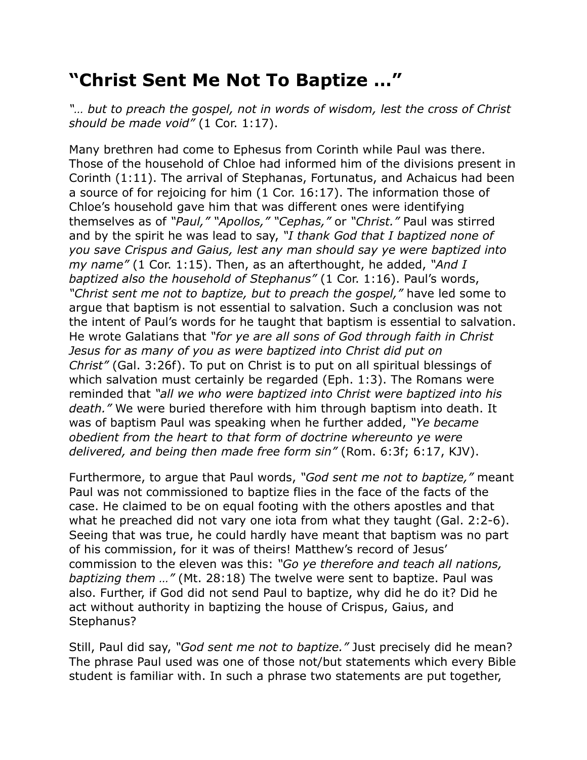# "Christ Sent Me Not To Baptize …"

*"… but to preach the gospel, not in words of wisdom, lest the cross of Christ should be made void"* (1 Cor. 1:17).

Many brethren had come to Ephesus from Corinth while Paul was there. Those of the household of Chloe had informed him of the divisions present in Corinth (1:11). The arrival of Stephanas, Fortunatus, and Achaicus had been a source of for rejoicing for him (1 Cor. 16:17). The information those of Chloe's household gave him that was different ones were identifying themselves as of *"Paul," "Apollos," "Cephas,"* or *"Christ."* Paul was stirred and by the spirit he was lead to say, *"I thank God that I baptized none of you save Crispus and Gaius, lest any man should say ye were baptized into my name"* (1 Cor. 1:15). Then, as an afterthought, he added, *"And I baptized also the household of Stephanus"* (1 Cor. 1:16). Paul's words, *"Christ sent me not to baptize, but to preach the gospel,"* have led some to argue that baptism is not essential to salvation. Such a conclusion was not the intent of Paul's words for he taught that baptism is essential to salvation. He wrote Galatians that *"for ye are all sons of God through faith in Christ Jesus for as many of you as were baptized into Christ did put on Christ"* (Gal. 3:26f). To put on Christ is to put on all spiritual blessings of which salvation must certainly be regarded (Eph. 1:3). The Romans were reminded that *"all we who were baptized into Christ were baptized into his death."* We were buried therefore with him through baptism into death. It was of baptism Paul was speaking when he further added, *"Ye became obedient from the heart to that form of doctrine whereunto ye were delivered, and being then made free form sin"* (Rom. 6:3f; 6:17, KJV).

Furthermore, to argue that Paul words, *"God sent me not to baptize,"* meant Paul was not commissioned to baptize flies in the face of the facts of the case. He claimed to be on equal footing with the others apostles and that what he preached did not vary one iota from what they taught (Gal. 2:2-6). Seeing that was true, he could hardly have meant that baptism was no part of his commission, for it was of theirs! Matthew's record of Jesus' commission to the eleven was this: *"Go ye therefore and teach all nations, baptizing them …"* (Mt. 28:18) The twelve were sent to baptize. Paul was also. Further, if God did not send Paul to baptize, why did he do it? Did he act without authority in baptizing the house of Crispus, Gaius, and Stephanus?

Still, Paul did say, *"God sent me not to baptize."* Just precisely did he mean? The phrase Paul used was one of those not/but statements which every Bible student is familiar with. In such a phrase two statements are put together,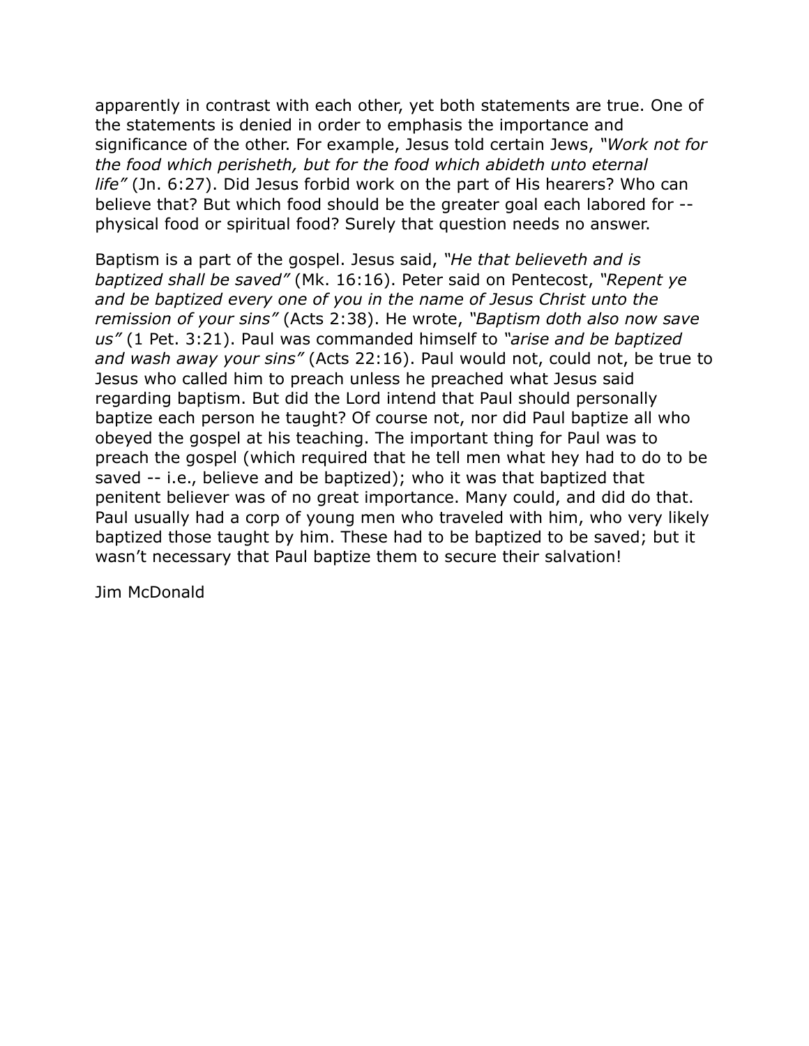apparently in contrast with each other, yet both statements are true. One of the statements is denied in order to emphasis the importance and significance of the other. For example, Jesus told certain Jews, *"Work not for the food which perisheth, but for the food which abideth unto eternal life"* (Jn. 6:27). Did Jesus forbid work on the part of His hearers? Who can believe that? But which food should be the greater goal each labored for -- physical food or spiritual food? Surely that question needs no answer.

Baptism is a part of the gospel. Jesus said, *"He that believeth and is baptized shall be saved"* (Mk. 16:16). Peter said on Pentecost, *"Repent ye and be baptized every one of you in the name of Jesus Christ unto the remission of your sins"* (Acts 2:38). He wrote, *"Baptism doth also now save us"* (1 Pet. 3:21). Paul was commanded himself to *"arise and be baptized and wash away your sins"* (Acts 22:16). Paul would not, could not, be true to Jesus who called him to preach unless he preached what Jesus said regarding baptism. But did the Lord intend that Paul should personally baptize each person he taught? Of course not, nor did Paul baptize all who obeyed the gospel at his teaching. The important thing for Paul was to preach the gospel (which required that he tell men what hey had to do to be saved -- i.e., believe and be baptized); who it was that baptized that penitent believer was of no great importance. Many could, and did do that. Paul usually had a corp of young men who traveled with him, who very likely baptized those taught by him. These had to be baptized to be saved; but it wasn't necessary that Paul baptize them to secure their salvation!

Jim McDonald